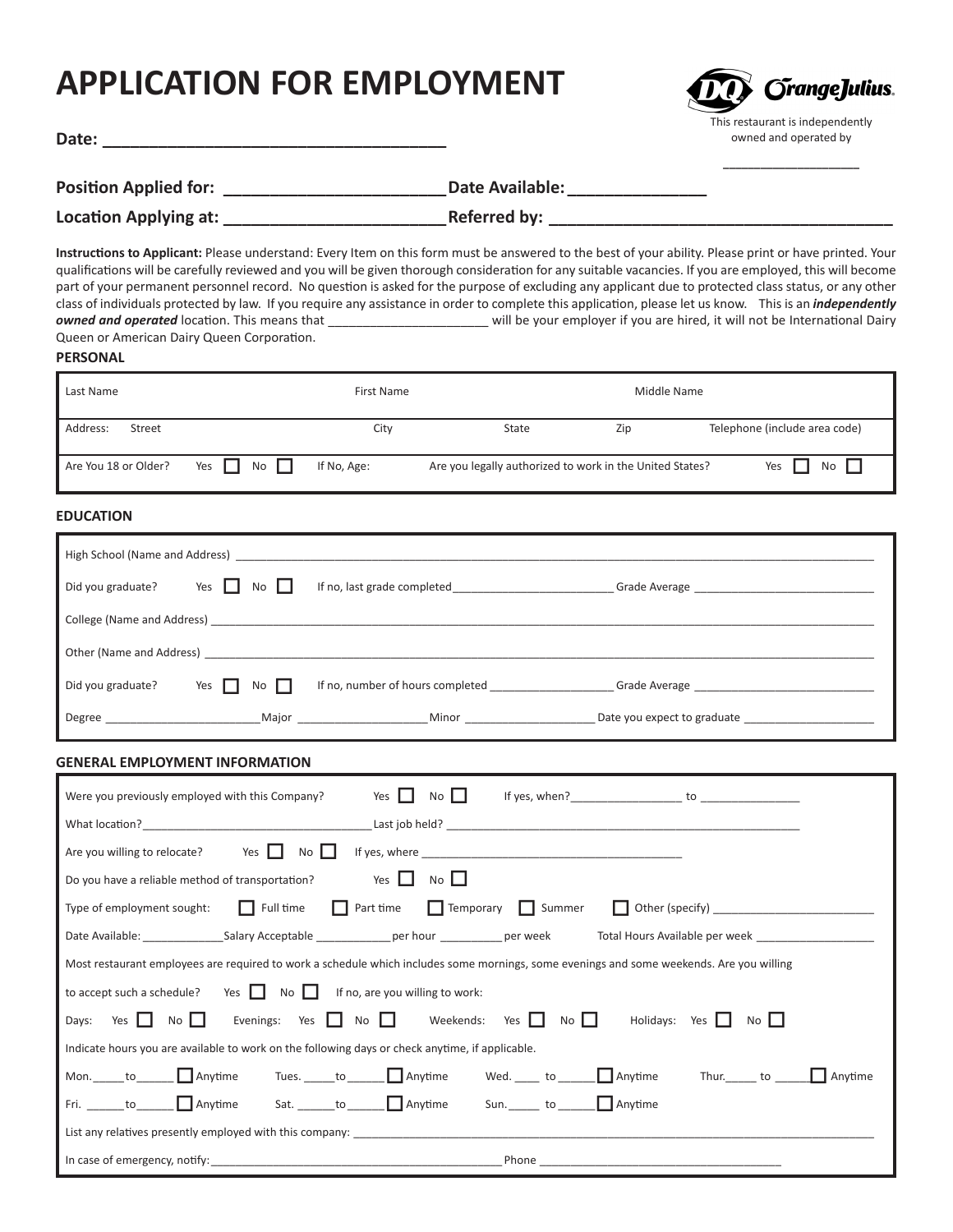# APPLICATION FOR EMPLOYMENT

DQ Orange Julius

This restaurant is independently owned and operated by

__________________

**Date:** ____________________________________

**Position Applied for:** ________________________ **Date Available:** _______________

**Location Applying at:** ________________________ **Referred by:** ____________________________________

**Instructions to Applicant:** Please understand: Every Item on this form must be answered to the best of your ability. Please print or have printed. Your qualifications will be carefully reviewed and you will be given thorough consideration for any suitable vacancies. If you are employed, this will become part of your permanent personnel record. No question is asked for the purpose of excluding any applicant due to protected class status, or any other class of individuals protected by law. If you require any assistance in order to complete this application, please let us know. This is an ***independently owned and operated*** location. This means that ______________________ will be your employer if you are hired, it will not be International Dairy Queen or American Dairy Queen Corporation.

## PERSONAL

Last Name | First Name | Middle Name

Address: Street | City | State | Zip | Telephone (include area code)

Are You 18 or Older? Yes ☐ No ☐ | If No, Age: | Are you legally authorized to work in the United States? Yes ☐ No ☐

## EDUCATION

High School (Name and Address) ____________________________________________

Did you graduate? Yes ☐ No ☐ If no, last grade completed _________________________ Grade Average _____________________________

College (Name and Address) ____________________________________________

Other (Name and Address) ____________________________________________

Did you graduate? Yes ☐ No ☐ If no, number of hours completed ___________________ Grade Average _____________________________

Degree ________________________ Major ____________________ Minor ____________________ Date you expect to graduate _____________________

## GENERAL EMPLOYMENT INFORMATION

Were you previously employed with this Company? Yes ☐ No ☐ If yes, when? _________________ to _______________

What location? ___________________________________ Last job held? _______________________________________________

Are you willing to relocate? Yes ☐ No ☐ If yes, where _________________________________________

Do you have a reliable method of transportation? Yes ☐ No ☐

Type of employment sought: ☐ Full time ☐ Part time ☐ Temporary ☐ Summer ☐ Other (specify) _________________________

Date Available: _____________ Salary Acceptable ____________ per hour __________ per week Total Hours Available per week ___________________

Most restaurant employees are required to work a schedule which includes some mornings, some evenings and some weekends. Are you willing to accept such a schedule? Yes ☐ No ☐ If no, are you willing to work:

Days: Yes ☐ No ☐ Evenings: Yes ☐ No ☐ Weekends: Yes ☐ No ☐ Holidays: Yes ☐ No ☐

Indicate hours you are available to work on the following days or check anytime, if applicable.

Mon. _____ to ______ ☐ Anytime Tues. _____ to ______ ☐ Anytime Wed. ____ to ______ ☐ Anytime Thur. _____ to ______ ☐ Anytime

Fri. ______ to ______ ☐ Anytime Sat. ______ to ______ ☐ Anytime Sun. _____ to ______ ☐ Anytime

List any relatives presently employed with this company: ____________________________________________

In case of emergency, notify: _____________________________________________ Phone _____________________________________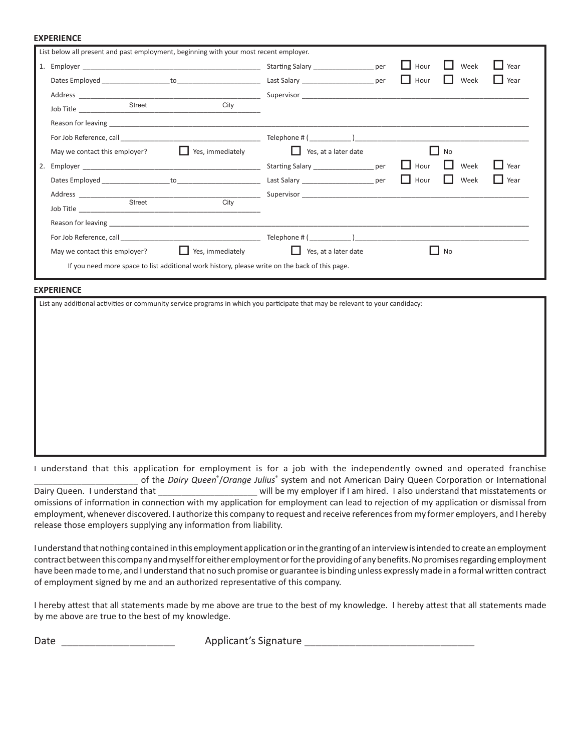**EXPERIENCE**

List below all present and past employment, beginning with your most recent employer.

1. Employer ______________________________ Starting Salary ____________ per ☐ Hour ☐ Week ☐ Year

   Dates Employed ____________ to ______________ Last Salary ______________ per ☐ Hour ☐ Week ☐ Year

   Address ______________________________ Supervisor ______________________________
   
   Street City

   Job Title ______________________________

   Reason for leaving ______________________________

   For Job Reference, call ______________________ Telephone # (________) ______________________

   May we contact this employer? ☐ Yes, immediately ☐ Yes, at a later date ☐ No

2. Employer ______________________________ Starting Salary ____________ per ☐ Hour ☐ Week ☐ Year

   Dates Employed ____________ to ______________ Last Salary ______________ per ☐ Hour ☐ Week ☐ Year

   Address ______________________________ Supervisor ______________________________
   
   Street City

   Job Title ______________________________

   Reason for leaving ______________________________

   For Job Reference, call ______________________ Telephone # (________) ______________________

   May we contact this employer? ☐ Yes, immediately ☐ Yes, at a later date ☐ No

If you need more space to list additional work history, please write on the back of this page.

**EXPERIENCE**

List any additional activities or community service programs in which you participate that may be relevant to your candidacy:

I understand that this application for employment is for a job with the independently owned and operated franchise ______________________ of the *Dairy Queen*®/*Orange Julius*® system and not American Dairy Queen Corporation or International Dairy Queen. I understand that ______________________ will be my employer if I am hired. I also understand that misstatements or omissions of information in connection with my application for employment can lead to rejection of my application or dismissal from employment, whenever discovered. I authorize this company to request and receive references from my former employers, and I hereby release those employers supplying any information from liability.

I understand that nothing contained in this employment application or in the granting of an interview is intended to create an employment contract between this company and myself for either employment or for the providing of any benefits. No promises regarding employment have been made to me, and I understand that no such promise or guarantee is binding unless expressly made in a formal written contract of employment signed by me and an authorized representative of this company.

I hereby attest that all statements made by me above are true to the best of my knowledge. I hereby attest that all statements made by me above are true to the best of my knowledge.

Date ____________________ Applicant's Signature ______________________________